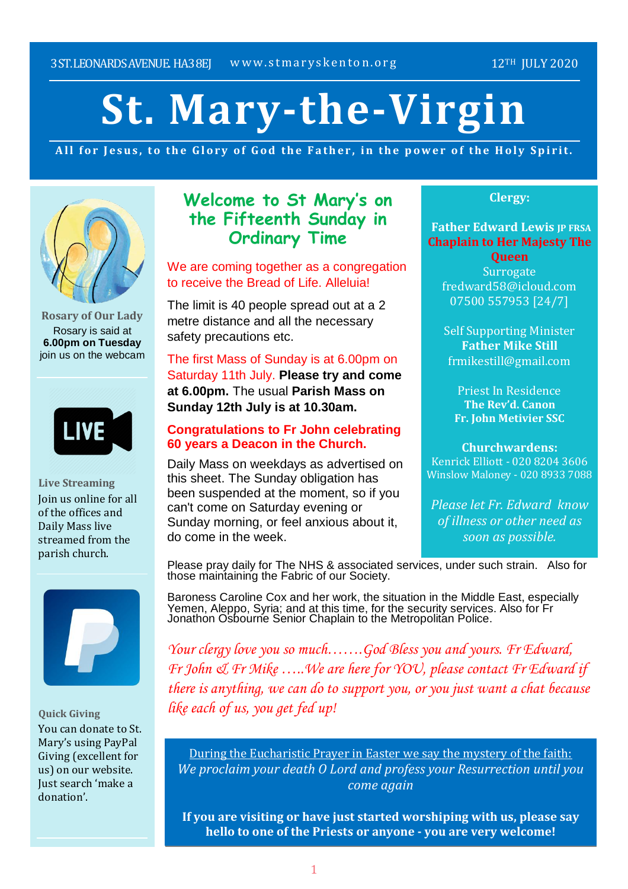3 ST. LEONARDS AVENUE. HA3 8EJ    www.stmaryskenton.org    12TH JULY 2020

# St. Mary-the-Virgin

**All for Jesus, to the Glory of God the Father, in the power of the Holy Spirit.**

**Rosary of Our Lady**

Rosary is said at **6.00pm on Tuesday** join us on the webcam

**Live Streaming**

Join us online for all of the offices and Daily Mass live streamed from the parish church.

**Quick Giving**

You can donate to St. Mary's using PayPal Giving (excellent for us) on our website. Just search 'make a donation'.

## Welcome to St Mary's on the Fifteenth Sunday in Ordinary Time

We are coming together as a congregation to receive the Bread of Life. Alleluia!

The limit is 40 people spread out at a 2 metre distance and all the necessary safety precautions etc.

The first Mass of Sunday is at 6.00pm on Saturday 11th July. **Please try and come at 6.00pm.** The usual **Parish Mass on Sunday 12th July is at 10.30am.**

**Congratulations to Fr John celebrating 60 years a Deacon in the Church.**

Daily Mass on weekdays as advertised on this sheet. The Sunday obligation has been suspended at the moment, so if you can't come on Saturday evening or Sunday morning, or feel anxious about it, do come in the week.

**Clergy:**

**Father Edward Lewis JP FRSA**
**Chaplain to Her Majesty The Queen**
Surrogate
fredward58@icloud.com
07500 557953 [24/7]

Self Supporting Minister
**Father Mike Still**
frmikestill@gmail.com

Priest In Residence
**The Rev'd. Canon**
**Fr. John Metivier SSC**

**Churchwardens:**
Kenrick Elliott - 020 8204 3606
Winslow Maloney - 020 8933 7088

*Please let Fr. Edward know of illness or other need as soon as possible.*

Please pray daily for The NHS & associated services, under such strain. Also for those maintaining the Fabric of our Society.

Baroness Caroline Cox and her work, the situation in the Middle East, especially Yemen, Aleppo, Syria; and at this time, for the security services. Also for Fr Jonathon Osbourne Senior Chaplain to the Metropolitan Police.

*Your clergy love you so much…….God Bless you and yours. Fr Edward, Fr John & Fr Mike …..We are here for YOU, please contact Fr Edward if there is anything, we can do to support you, or you just want a chat because like each of us, you get fed up!*

During the Eucharistic Prayer in Easter we say the mystery of the faith:
*We proclaim your death O Lord and profess your Resurrection until you come again*

**If you are visiting or have just started worshiping with us, please say hello to one of the Priests or anyone - you are very welcome!**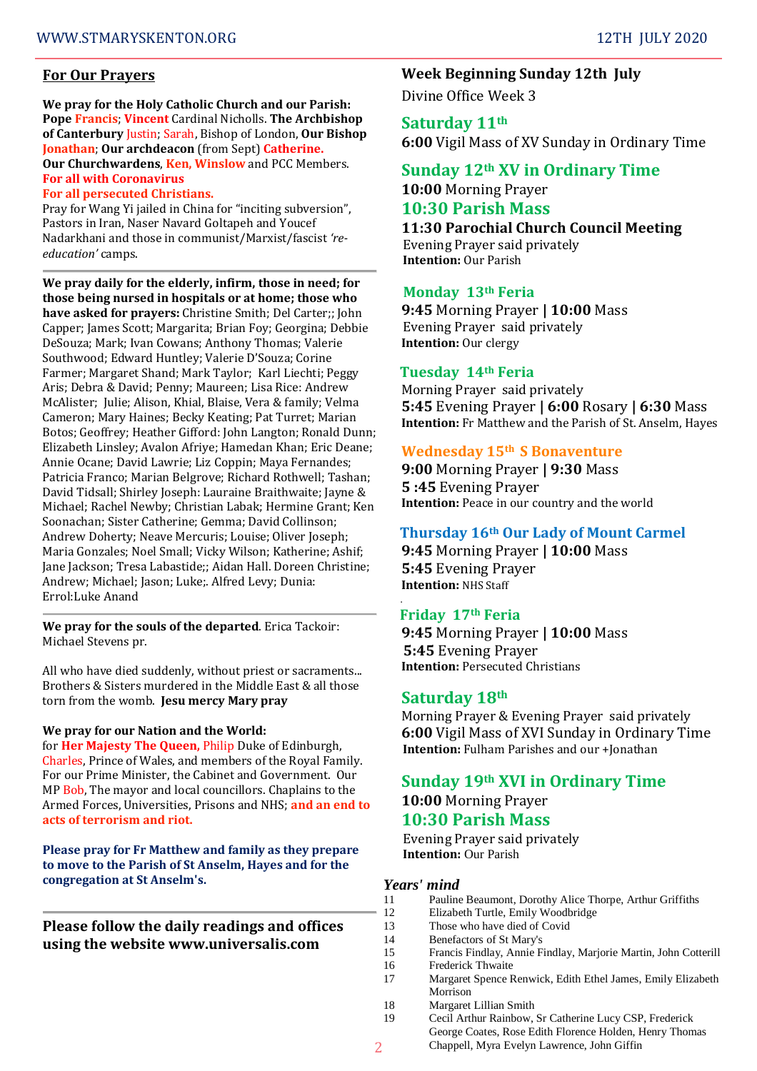## For Our Prayers

**We pray for the Holy Catholic Church and our Parish:** **Pope Francis**; **Vincent** Cardinal Nicholls. **The Archbishop of Canterbury** Justin; Sarah, Bishop of London, **Our Bishop Jonathan**; **Our archdeacon** (from Sept) **Catherine.**
**Our Churchwardens**, **Ken, Winslow** and PCC Members.
**For all with Coronavirus**
**For all persecuted Christians.**
Pray for Wang Yi jailed in China for "inciting subversion", Pastors in Iran, Naser Navard Goltapeh and Youcef Nadarkhani and those in communist/Marxist/fascist *'re-education'* camps.

**We pray daily for the elderly, infirm, those in need; for those being nursed in hospitals or at home; those who have asked for prayers:** Christine Smith; Del Carter;; John Capper; James Scott; Margarita; Brian Foy; Georgina; Debbie DeSouza; Mark; Ivan Cowans; Anthony Thomas; Valerie Southwood; Edward Huntley; Valerie D'Souza; Corine Farmer; Margaret Shand; Mark Taylor; Karl Liechti; Peggy Aris; Debra & David; Penny; Maureen; Lisa Rice: Andrew McAlister; Julie; Alison, Khial, Blaise, Vera & family; Velma Cameron; Mary Haines; Becky Keating; Pat Turret; Marian Botos; Geoffrey; Heather Gifford: John Langton; Ronald Dunn; Elizabeth Linsley; Avalon Afriye; Hamedan Khan; Eric Deane; Annie Ocane; David Lawrie; Liz Coppin; Maya Fernandes; Patricia Franco; Marian Belgrove; Richard Rothwell; Tashan; David Tidsall; Shirley Joseph: Lauraine Braithwaite; Jayne & Michael; Rachel Newby; Christian Labak; Hermine Grant; Ken Soonachan; Sister Catherine; Gemma; David Collinson; Andrew Doherty; Neave Mercuris; Louise; Oliver Joseph; Maria Gonzales; Noel Small; Vicky Wilson; Katherine; Ashif; Jane Jackson; Tresa Labastide;; Aidan Hall. Doreen Christine; Andrew; Michael; Jason; Luke;. Alfred Levy; Dunia: Errol:Luke Anand

**We pray for the souls of the departed**. Erica Tackoir: Michael Stevens pr.

All who have died suddenly, without priest or sacraments... Brothers & Sisters murdered in the Middle East & all those torn from the womb. **Jesu mercy Mary pray**

**We pray for our Nation and the World:**
for **Her Majesty The Queen,** Philip Duke of Edinburgh, Charles, Prince of Wales, and members of the Royal Family. For our Prime Minister, the Cabinet and Government. Our MP Bob, The mayor and local councillors. Chaplains to the Armed Forces, Universities, Prisons and NHS; **and an end to acts of terrorism and riot.**

**Please pray for Fr Matthew and family as they prepare to move to the Parish of St Anselm, Hayes and for the congregation at St Anselm's.**

**Please follow the daily readings and offices using the website www.universalis.com**

## Week Beginning Sunday 12th July

Divine Office Week 3

### Saturday 11th
**6:00** Vigil Mass of XV Sunday in Ordinary Time

### Sunday 12th XV in Ordinary Time
**10:00** Morning Prayer
**10:30 Parish Mass**
**11:30 Parochial Church Council Meeting**
Evening Prayer said privately
**Intention:** Our Parish

### Monday 13th Feria
**9:45** Morning Prayer **| 10:00** Mass
Evening Prayer said privately
**Intention:** Our clergy

### Tuesday 14th Feria
Morning Prayer said privately
**5:45** Evening Prayer **| 6:00** Rosary **| 6:30** Mass
**Intention:** Fr Matthew and the Parish of St. Anselm, Hayes

### Wednesday 15th S Bonaventure
**9:00** Morning Prayer **| 9:30** Mass
**5 :45** Evening Prayer
**Intention:** Peace in our country and the world

### Thursday 16th Our Lady of Mount Carmel
**9:45** Morning Prayer **| 10:00** Mass
**5:45** Evening Prayer
**Intention:** NHS Staff

### Friday 17th Feria
**9:45** Morning Prayer **| 10:00** Mass
**5:45** Evening Prayer
**Intention:** Persecuted Christians

### Saturday 18th
Morning Prayer & Evening Prayer said privately
**6:00** Vigil Mass of XVI Sunday in Ordinary Time
**Intention:** Fulham Parishes and our +Jonathan

### Sunday 19th XVI in Ordinary Time
**10:00** Morning Prayer
**10:30 Parish Mass**
Evening Prayer said privately
**Intention:** Our Parish

### *Years' mind*

| | |
|---|---|
| 11 | Pauline Beaumont, Dorothy Alice Thorpe, Arthur Griffiths |
| 12 | Elizabeth Turtle, Emily Woodbridge |
| 13 | Those who have died of Covid |
| 14 | Benefactors of St Mary's |
| 15 | Francis Findlay, Annie Findlay, Marjorie Martin, John Cotterill |
| 16 | Frederick Thwaite |
| 17 | Margaret Spence Renwick, Edith Ethel James, Emily Elizabeth Morrison |
| 18 | Margaret Lillian Smith |
| 19 | Cecil Arthur Rainbow, Sr Catherine Lucy CSP, Frederick George Coates, Rose Edith Florence Holden, Henry Thomas Chappell, Myra Evelyn Lawrence, John Giffin |